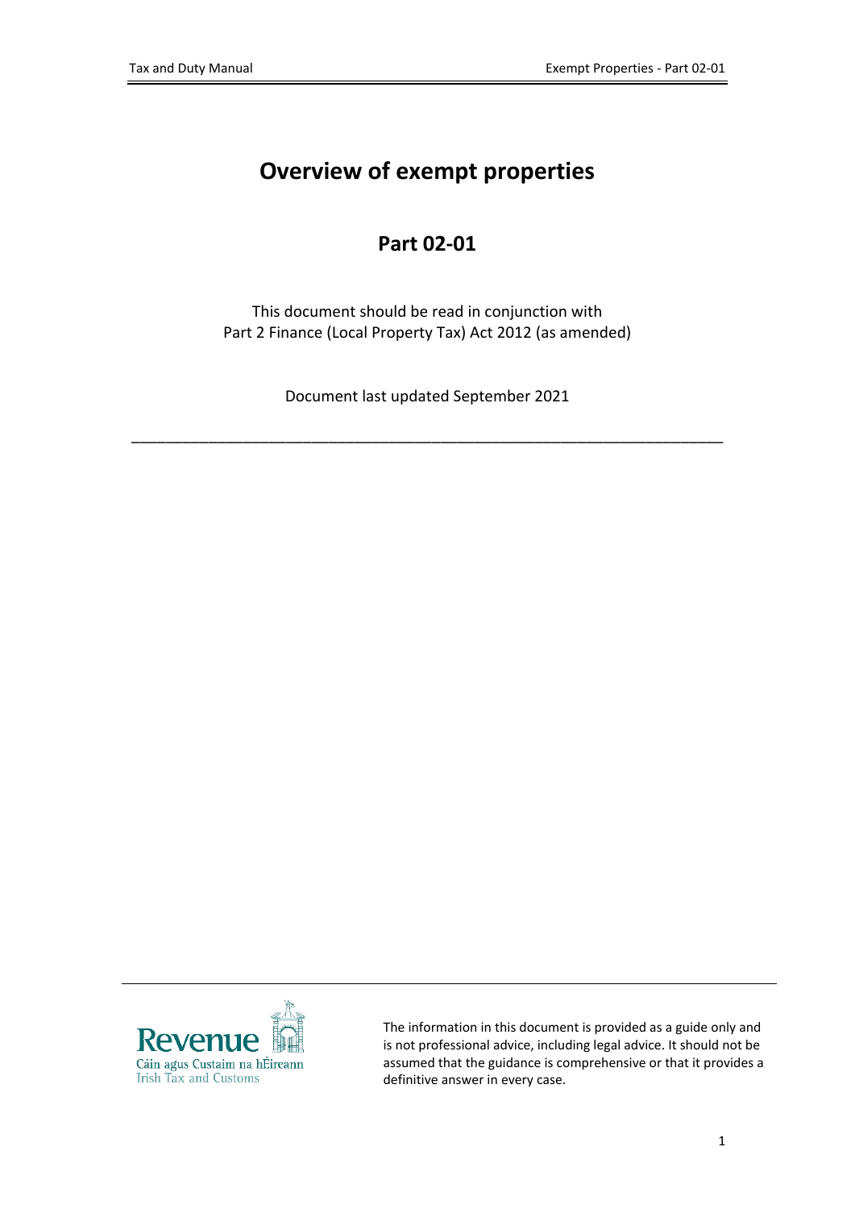# Overview of exempt properties

## Part 02-01

This document should be read in conjunction with
Part 2 Finance (Local Property Tax) Act 2012 (as amended)

Document last updated September 2021

---

Revenue
Cáin agus Custaim na hÉireann
Irish Tax and Customs

The information in this document is provided as a guide only and is not professional advice, including legal advice. It should not be assumed that the guidance is comprehensive or that it provides a definitive answer in every case.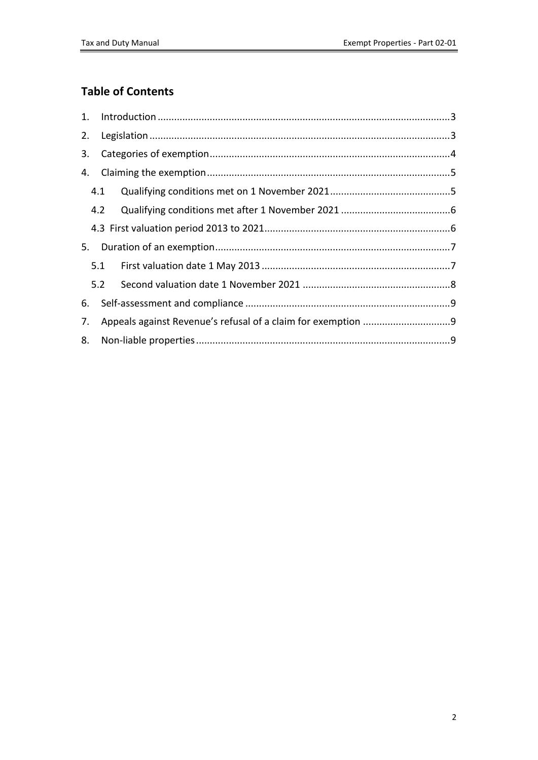## Table of Contents

1. Introduction .......... 3
2. Legislation .......... 3
3. Categories of exemption .......... 4
4. Claiming the exemption .......... 5
   - 4.1 Qualifying conditions met on 1 November 2021 .......... 5
   - 4.2 Qualifying conditions met after 1 November 2021 .......... 6
   - 4.3 First valuation period 2013 to 2021 .......... 6
5. Duration of an exemption .......... 7
   - 5.1 First valuation date 1 May 2013 .......... 7
   - 5.2 Second valuation date 1 November 2021 .......... 8
6. Self-assessment and compliance .......... 9
7. Appeals against Revenue's refusal of a claim for exemption .......... 9
8. Non-liable properties .......... 9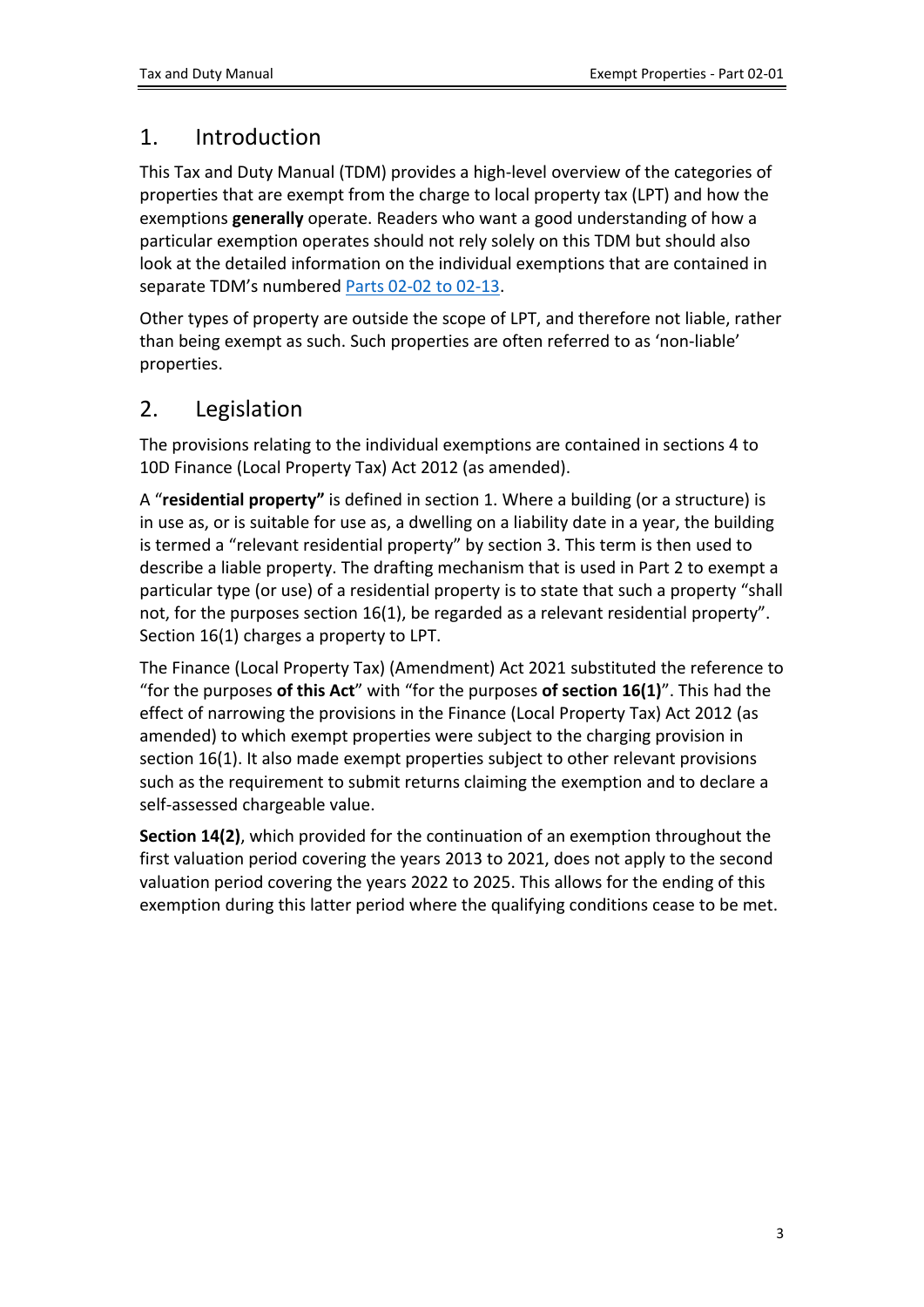## 1. Introduction

This Tax and Duty Manual (TDM) provides a high-level overview of the categories of properties that are exempt from the charge to local property tax (LPT) and how the exemptions **generally** operate. Readers who want a good understanding of how a particular exemption operates should not rely solely on this TDM but should also look at the detailed information on the individual exemptions that are contained in separate TDM's numbered Parts 02-02 to 02-13.

Other types of property are outside the scope of LPT, and therefore not liable, rather than being exempt as such. Such properties are often referred to as 'non-liable' properties.

## 2. Legislation

The provisions relating to the individual exemptions are contained in sections 4 to 10D Finance (Local Property Tax) Act 2012 (as amended).

A "**residential property"** is defined in section 1. Where a building (or a structure) is in use as, or is suitable for use as, a dwelling on a liability date in a year, the building is termed a "relevant residential property" by section 3. This term is then used to describe a liable property. The drafting mechanism that is used in Part 2 to exempt a particular type (or use) of a residential property is to state that such a property "shall not, for the purposes section 16(1), be regarded as a relevant residential property". Section 16(1) charges a property to LPT.

The Finance (Local Property Tax) (Amendment) Act 2021 substituted the reference to "for the purposes **of this Act**" with "for the purposes **of section 16(1)**". This had the effect of narrowing the provisions in the Finance (Local Property Tax) Act 2012 (as amended) to which exempt properties were subject to the charging provision in section 16(1). It also made exempt properties subject to other relevant provisions such as the requirement to submit returns claiming the exemption and to declare a self-assessed chargeable value.

**Section 14(2)**, which provided for the continuation of an exemption throughout the first valuation period covering the years 2013 to 2021, does not apply to the second valuation period covering the years 2022 to 2025. This allows for the ending of this exemption during this latter period where the qualifying conditions cease to be met.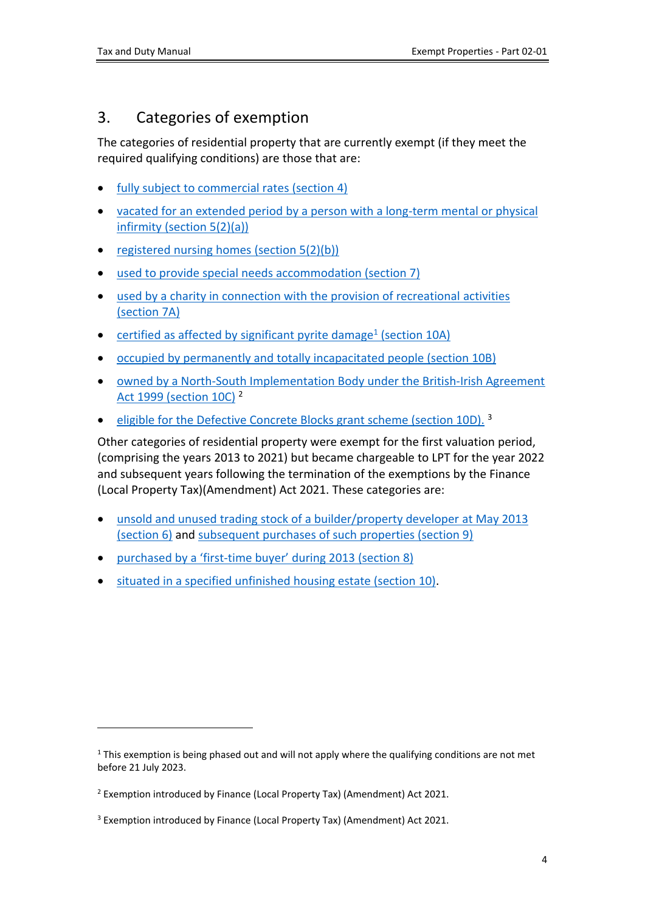## 3. Categories of exemption

The categories of residential property that are currently exempt (if they meet the required qualifying conditions) are those that are:

- fully subject to commercial rates (section 4)
- vacated for an extended period by a person with a long-term mental or physical infirmity (section 5(2)(a))
- registered nursing homes (section 5(2)(b))
- used to provide special needs accommodation (section 7)
- used by a charity in connection with the provision of recreational activities (section 7A)
- certified as affected by significant pyrite damage[1] (section 10A)
- occupied by permanently and totally incapacitated people (section 10B)
- owned by a North-South Implementation Body under the British-Irish Agreement Act 1999 (section 10C) [2]
- eligible for the Defective Concrete Blocks grant scheme (section 10D). [3]

Other categories of residential property were exempt for the first valuation period, (comprising the years 2013 to 2021) but became chargeable to LPT for the year 2022 and subsequent years following the termination of the exemptions by the Finance (Local Property Tax)(Amendment) Act 2021. These categories are:

- unsold and unused trading stock of a builder/property developer at May 2013 (section 6) and subsequent purchases of such properties (section 9)
- purchased by a 'first-time buyer' during 2013 (section 8)
- situated in a specified unfinished housing estate (section 10).

---

[1] This exemption is being phased out and will not apply where the qualifying conditions are not met before 21 July 2023.

[2] Exemption introduced by Finance (Local Property Tax) (Amendment) Act 2021.

[3] Exemption introduced by Finance (Local Property Tax) (Amendment) Act 2021.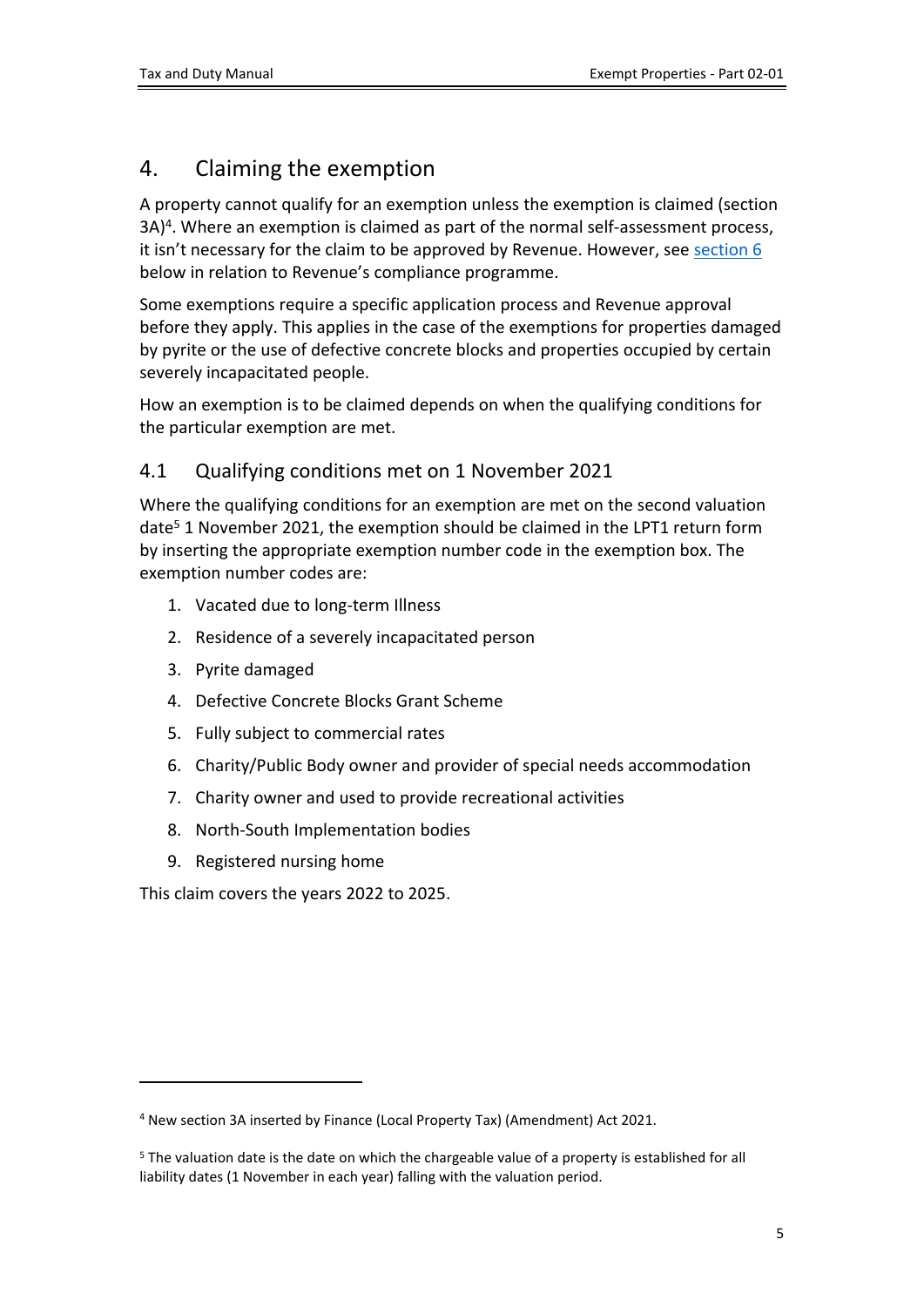# 4. Claiming the exemption

A property cannot qualify for an exemption unless the exemption is claimed (section 3A)[4]. Where an exemption is claimed as part of the normal self-assessment process, it isn't necessary for the claim to be approved by Revenue. However, see section 6 below in relation to Revenue's compliance programme.

Some exemptions require a specific application process and Revenue approval before they apply. This applies in the case of the exemptions for properties damaged by pyrite or the use of defective concrete blocks and properties occupied by certain severely incapacitated people.

How an exemption is to be claimed depends on when the qualifying conditions for the particular exemption are met.

## 4.1 Qualifying conditions met on 1 November 2021

Where the qualifying conditions for an exemption are met on the second valuation date[5] 1 November 2021, the exemption should be claimed in the LPT1 return form by inserting the appropriate exemption number code in the exemption box. The exemption number codes are:

1. Vacated due to long-term Illness
2. Residence of a severely incapacitated person
3. Pyrite damaged
4. Defective Concrete Blocks Grant Scheme
5. Fully subject to commercial rates
6. Charity/Public Body owner and provider of special needs accommodation
7. Charity owner and used to provide recreational activities
8. North-South Implementation bodies
9. Registered nursing home

This claim covers the years 2022 to 2025.

---

[4] New section 3A inserted by Finance (Local Property Tax) (Amendment) Act 2021.

[5] The valuation date is the date on which the chargeable value of a property is established for all liability dates (1 November in each year) falling with the valuation period.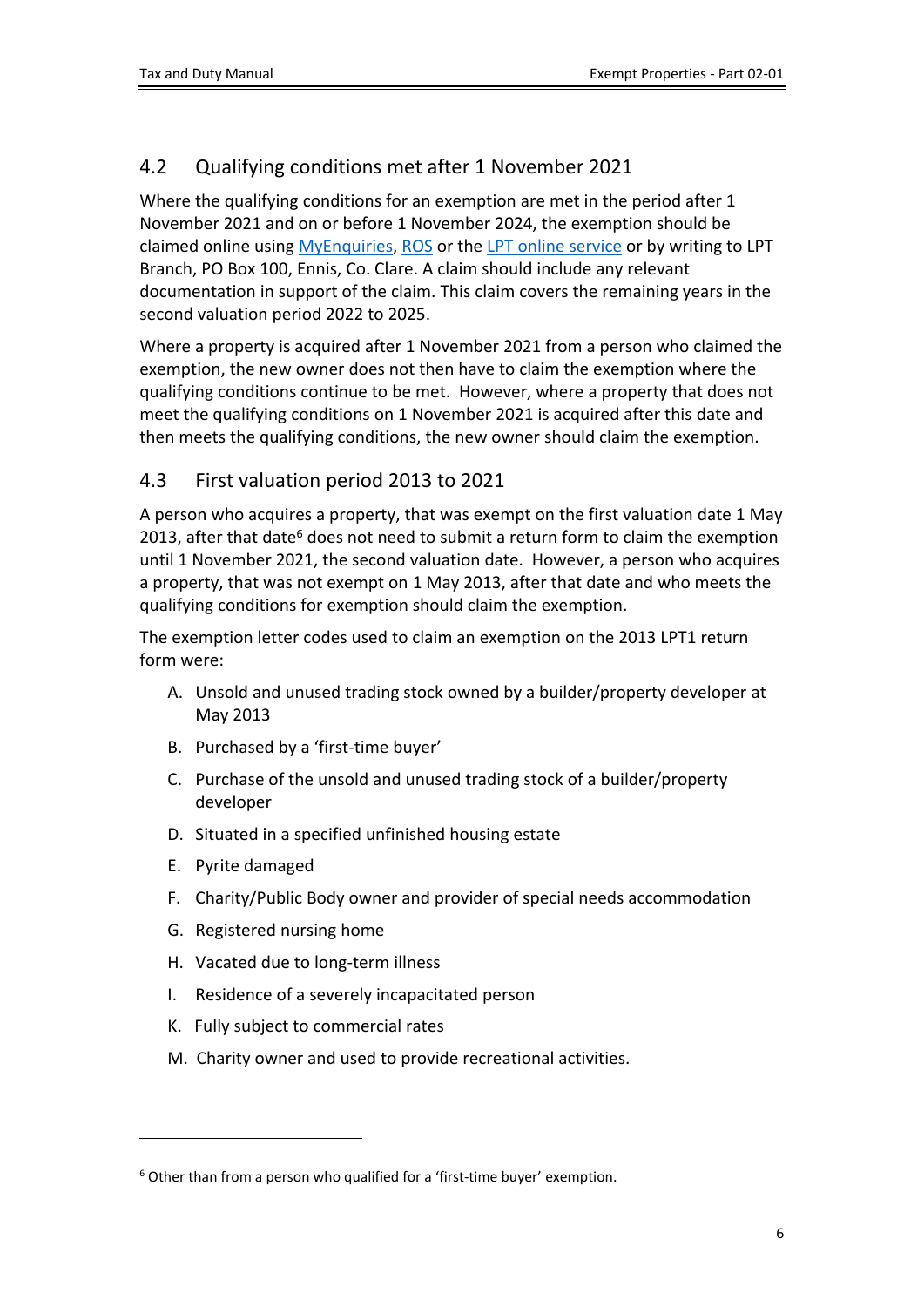## 4.2 Qualifying conditions met after 1 November 2021

Where the qualifying conditions for an exemption are met in the period after 1 November 2021 and on or before 1 November 2024, the exemption should be claimed online using MyEnquiries, ROS or the LPT online service or by writing to LPT Branch, PO Box 100, Ennis, Co. Clare. A claim should include any relevant documentation in support of the claim. This claim covers the remaining years in the second valuation period 2022 to 2025.

Where a property is acquired after 1 November 2021 from a person who claimed the exemption, the new owner does not then have to claim the exemption where the qualifying conditions continue to be met. However, where a property that does not meet the qualifying conditions on 1 November 2021 is acquired after this date and then meets the qualifying conditions, the new owner should claim the exemption.

## 4.3 First valuation period 2013 to 2021

A person who acquires a property, that was exempt on the first valuation date 1 May 2013, after that date[6] does not need to submit a return form to claim the exemption until 1 November 2021, the second valuation date. However, a person who acquires a property, that was not exempt on 1 May 2013, after that date and who meets the qualifying conditions for exemption should claim the exemption.

The exemption letter codes used to claim an exemption on the 2013 LPT1 return form were:

A. Unsold and unused trading stock owned by a builder/property developer at May 2013

B. Purchased by a 'first-time buyer'

C. Purchase of the unsold and unused trading stock of a builder/property developer

D. Situated in a specified unfinished housing estate

E. Pyrite damaged

F. Charity/Public Body owner and provider of special needs accommodation

G. Registered nursing home

H. Vacated due to long-term illness

I. Residence of a severely incapacitated person

K. Fully subject to commercial rates

M. Charity owner and used to provide recreational activities.

---

[6] Other than from a person who qualified for a 'first-time buyer' exemption.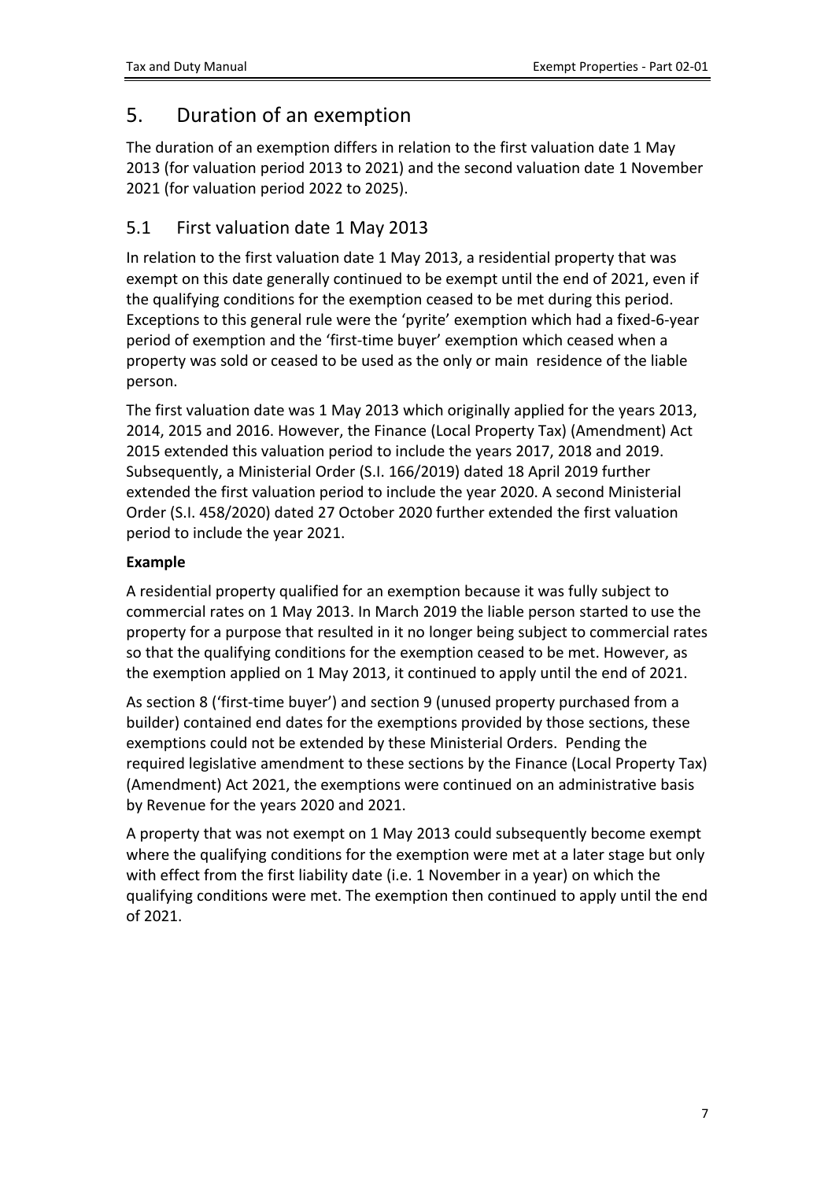# 5. Duration of an exemption

The duration of an exemption differs in relation to the first valuation date 1 May 2013 (for valuation period 2013 to 2021) and the second valuation date 1 November 2021 (for valuation period 2022 to 2025).

## 5.1 First valuation date 1 May 2013

In relation to the first valuation date 1 May 2013, a residential property that was exempt on this date generally continued to be exempt until the end of 2021, even if the qualifying conditions for the exemption ceased to be met during this period. Exceptions to this general rule were the 'pyrite' exemption which had a fixed-6-year period of exemption and the 'first-time buyer' exemption which ceased when a property was sold or ceased to be used as the only or main residence of the liable person.

The first valuation date was 1 May 2013 which originally applied for the years 2013, 2014, 2015 and 2016. However, the Finance (Local Property Tax) (Amendment) Act 2015 extended this valuation period to include the years 2017, 2018 and 2019. Subsequently, a Ministerial Order (S.I. 166/2019) dated 18 April 2019 further extended the first valuation period to include the year 2020. A second Ministerial Order (S.I. 458/2020) dated 27 October 2020 further extended the first valuation period to include the year 2021.

**Example**

A residential property qualified for an exemption because it was fully subject to commercial rates on 1 May 2013. In March 2019 the liable person started to use the property for a purpose that resulted in it no longer being subject to commercial rates so that the qualifying conditions for the exemption ceased to be met. However, as the exemption applied on 1 May 2013, it continued to apply until the end of 2021.

As section 8 ('first-time buyer') and section 9 (unused property purchased from a builder) contained end dates for the exemptions provided by those sections, these exemptions could not be extended by these Ministerial Orders. Pending the required legislative amendment to these sections by the Finance (Local Property Tax) (Amendment) Act 2021, the exemptions were continued on an administrative basis by Revenue for the years 2020 and 2021.

A property that was not exempt on 1 May 2013 could subsequently become exempt where the qualifying conditions for the exemption were met at a later stage but only with effect from the first liability date (i.e. 1 November in a year) on which the qualifying conditions were met. The exemption then continued to apply until the end of 2021.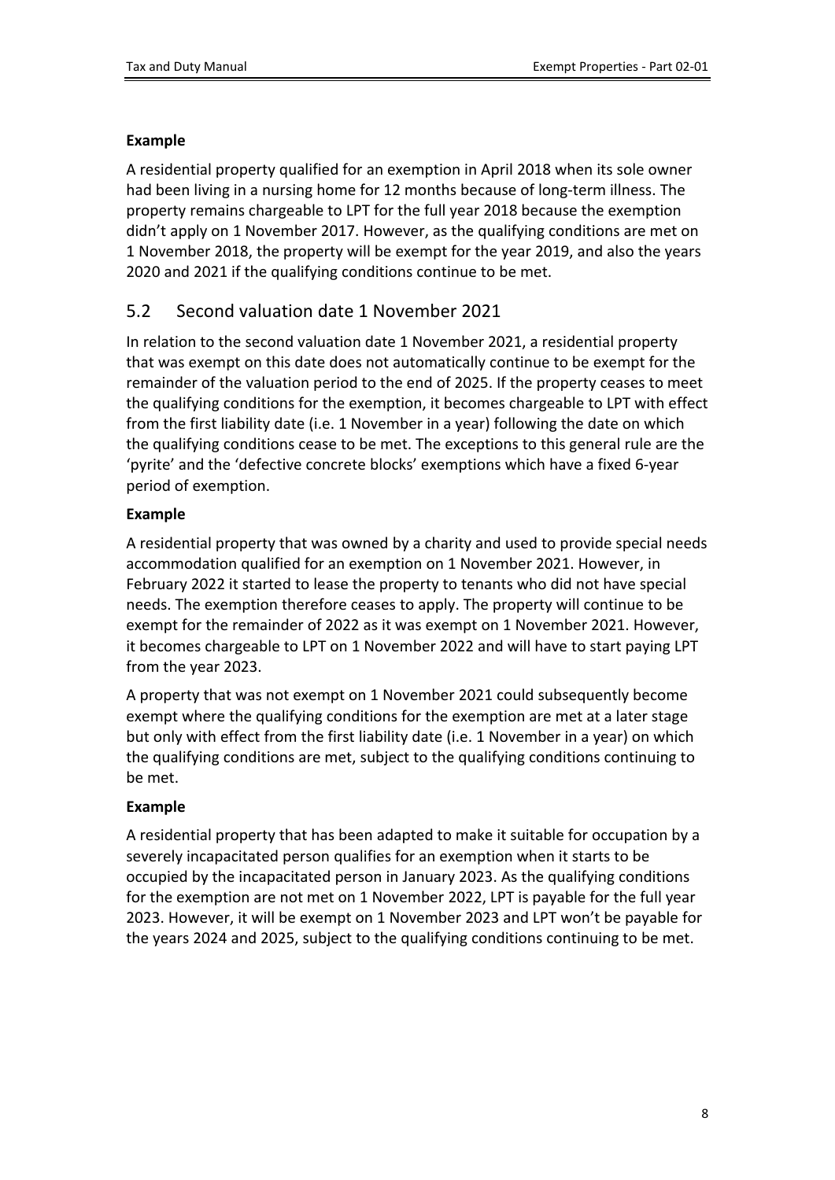**Example**

A residential property qualified for an exemption in April 2018 when its sole owner had been living in a nursing home for 12 months because of long-term illness. The property remains chargeable to LPT for the full year 2018 because the exemption didn't apply on 1 November 2017. However, as the qualifying conditions are met on 1 November 2018, the property will be exempt for the year 2019, and also the years 2020 and 2021 if the qualifying conditions continue to be met.

## 5.2 Second valuation date 1 November 2021

In relation to the second valuation date 1 November 2021, a residential property that was exempt on this date does not automatically continue to be exempt for the remainder of the valuation period to the end of 2025. If the property ceases to meet the qualifying conditions for the exemption, it becomes chargeable to LPT with effect from the first liability date (i.e. 1 November in a year) following the date on which the qualifying conditions cease to be met. The exceptions to this general rule are the 'pyrite' and the 'defective concrete blocks' exemptions which have a fixed 6-year period of exemption.

**Example**

A residential property that was owned by a charity and used to provide special needs accommodation qualified for an exemption on 1 November 2021. However, in February 2022 it started to lease the property to tenants who did not have special needs. The exemption therefore ceases to apply. The property will continue to be exempt for the remainder of 2022 as it was exempt on 1 November 2021. However, it becomes chargeable to LPT on 1 November 2022 and will have to start paying LPT from the year 2023.

A property that was not exempt on 1 November 2021 could subsequently become exempt where the qualifying conditions for the exemption are met at a later stage but only with effect from the first liability date (i.e. 1 November in a year) on which the qualifying conditions are met, subject to the qualifying conditions continuing to be met.

**Example**

A residential property that has been adapted to make it suitable for occupation by a severely incapacitated person qualifies for an exemption when it starts to be occupied by the incapacitated person in January 2023. As the qualifying conditions for the exemption are not met on 1 November 2022, LPT is payable for the full year 2023. However, it will be exempt on 1 November 2023 and LPT won't be payable for the years 2024 and 2025, subject to the qualifying conditions continuing to be met.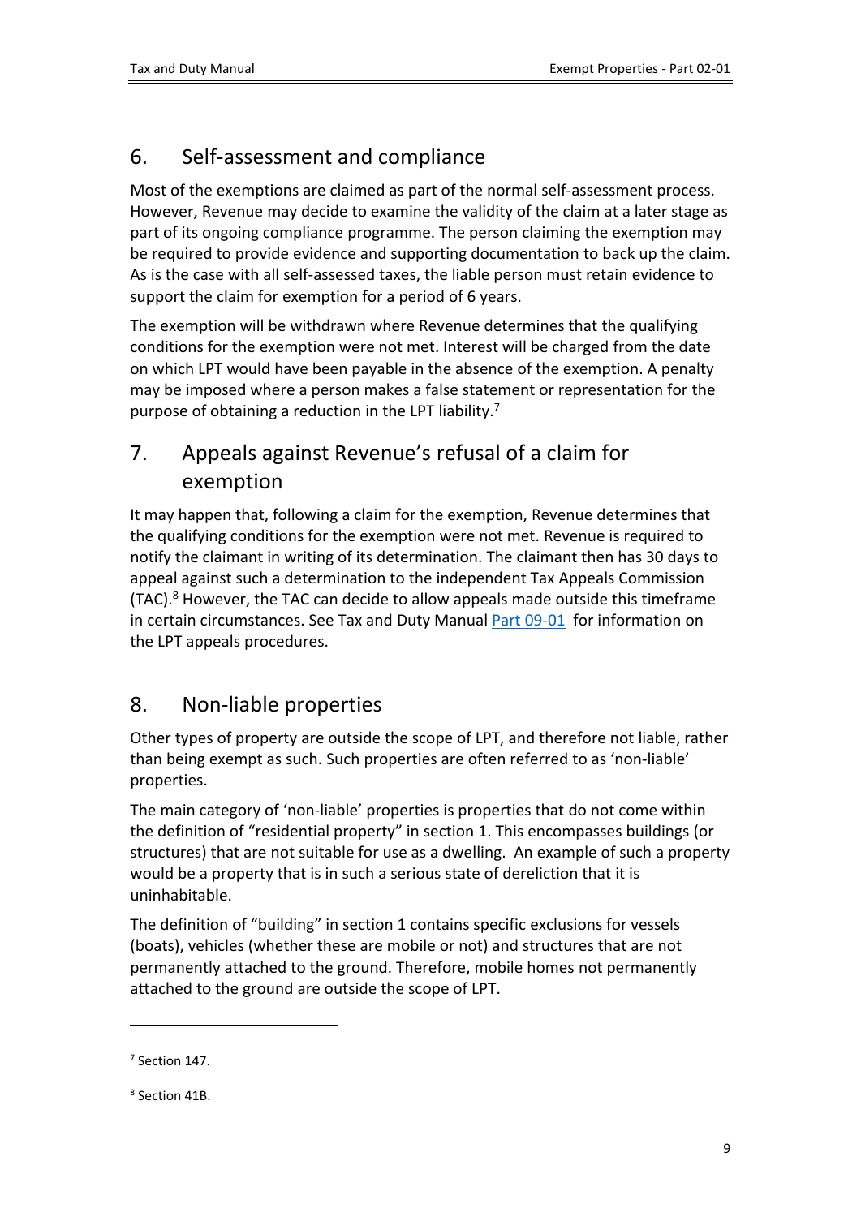## 6. Self-assessment and compliance

Most of the exemptions are claimed as part of the normal self-assessment process. However, Revenue may decide to examine the validity of the claim at a later stage as part of its ongoing compliance programme. The person claiming the exemption may be required to provide evidence and supporting documentation to back up the claim. As is the case with all self-assessed taxes, the liable person must retain evidence to support the claim for exemption for a period of 6 years.

The exemption will be withdrawn where Revenue determines that the qualifying conditions for the exemption were not met. Interest will be charged from the date on which LPT would have been payable in the absence of the exemption. A penalty may be imposed where a person makes a false statement or representation for the purpose of obtaining a reduction in the LPT liability.[7]

## 7. Appeals against Revenue's refusal of a claim for exemption

It may happen that, following a claim for the exemption, Revenue determines that the qualifying conditions for the exemption were not met. Revenue is required to notify the claimant in writing of its determination. The claimant then has 30 days to appeal against such a determination to the independent Tax Appeals Commission (TAC).[8] However, the TAC can decide to allow appeals made outside this timeframe in certain circumstances. See Tax and Duty Manual Part 09-01 for information on the LPT appeals procedures.

## 8. Non-liable properties

Other types of property are outside the scope of LPT, and therefore not liable, rather than being exempt as such. Such properties are often referred to as 'non-liable' properties.

The main category of 'non-liable' properties is properties that do not come within the definition of "residential property" in section 1. This encompasses buildings (or structures) that are not suitable for use as a dwelling. An example of such a property would be a property that is in such a serious state of dereliction that it is uninhabitable.

The definition of "building" in section 1 contains specific exclusions for vessels (boats), vehicles (whether these are mobile or not) and structures that are not permanently attached to the ground. Therefore, mobile homes not permanently attached to the ground are outside the scope of LPT.

---

[7] Section 147.

[8] Section 41B.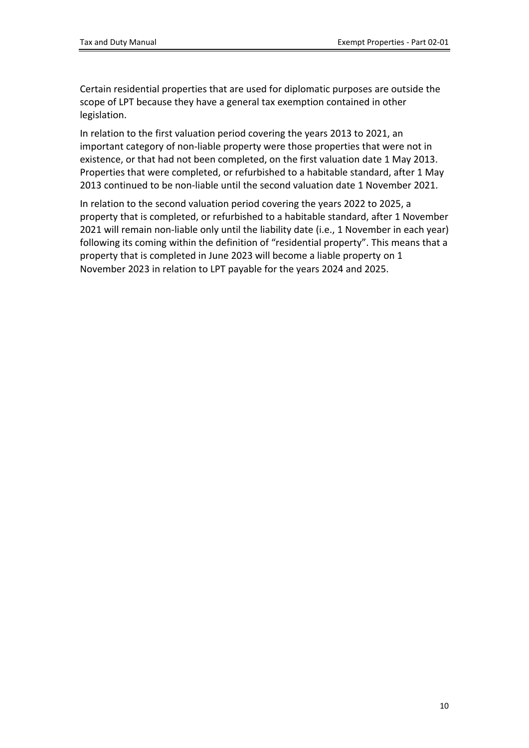Certain residential properties that are used for diplomatic purposes are outside the scope of LPT because they have a general tax exemption contained in other legislation.

In relation to the first valuation period covering the years 2013 to 2021, an important category of non-liable property were those properties that were not in existence, or that had not been completed, on the first valuation date 1 May 2013. Properties that were completed, or refurbished to a habitable standard, after 1 May 2013 continued to be non-liable until the second valuation date 1 November 2021.

In relation to the second valuation period covering the years 2022 to 2025, a property that is completed, or refurbished to a habitable standard, after 1 November 2021 will remain non-liable only until the liability date (i.e., 1 November in each year) following its coming within the definition of "residential property". This means that a property that is completed in June 2023 will become a liable property on 1 November 2023 in relation to LPT payable for the years 2024 and 2025.